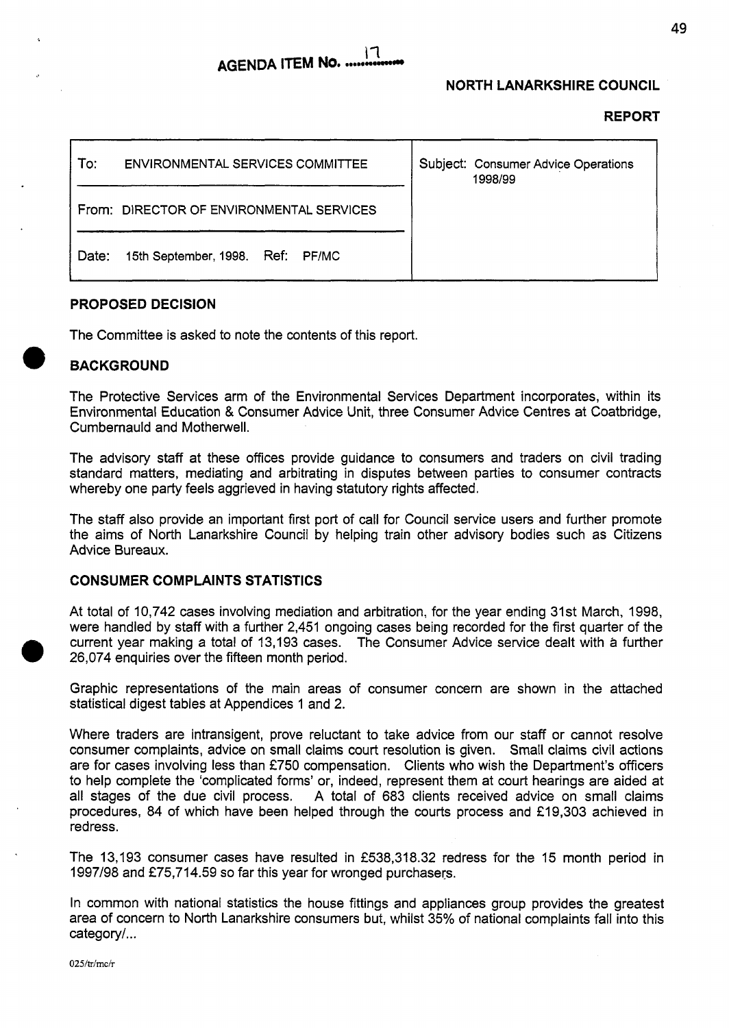**AGENDA ITEM No. 17**

**NORTH LANARKSHIRE COUNCIL**

**REPORT**

| To: ENVIRONMENTAL SERVICES COMMITTEE | Subject: Consumer Advice Operations 1998/99 |
| --- | --- |
| From: DIRECTOR OF ENVIRONMENTAL SERVICES | |
| Date: 15th September, 1998. Ref: PF/MC | |

## PROPOSED DECISION

The Committee is asked to note the contents of this report.

## BACKGROUND

The Protective Services arm of the Environmental Services Department incorporates, within its Environmental Education & Consumer Advice Unit, three Consumer Advice Centres at Coatbridge, Cumbernauld and Motherwell.

The advisory staff at these offices provide guidance to consumers and traders on civil trading standard matters, mediating and arbitrating in disputes between parties to consumer contracts whereby one party feels aggrieved in having statutory rights affected.

The staff also provide an important first port of call for Council service users and further promote the aims of North Lanarkshire Council by helping train other advisory bodies such as Citizens Advice Bureaux.

## CONSUMER COMPLAINTS STATISTICS

At total of 10,742 cases involving mediation and arbitration, for the year ending 31st March, 1998, were handled by staff with a further 2,451 ongoing cases being recorded for the first quarter of the current year making a total of 13,193 cases. The Consumer Advice service dealt with a further 26,074 enquiries over the fifteen month period.

Graphic representations of the main areas of consumer concern are shown in the attached statistical digest tables at Appendices 1 and 2.

Where traders are intransigent, prove reluctant to take advice from our staff or cannot resolve consumer complaints, advice on small claims court resolution is given. Small claims civil actions are for cases involving less than £750 compensation. Clients who wish the Department's officers to help complete the 'complicated forms' or, indeed, represent them at court hearings are aided at all stages of the due civil process. A total of 683 clients received advice on small claims procedures, 84 of which have been helped through the courts process and £19,303 achieved in redress.

The 13,193 consumer cases have resulted in £538,318.32 redress for the 15 month period in 1997/98 and £75,714.59 so far this year for wronged purchasers.

In common with national statistics the house fittings and appliances group provides the greatest area of concern to North Lanarkshire consumers but, whilst 35% of national complaints fall into this category/...

025/tr/mc/r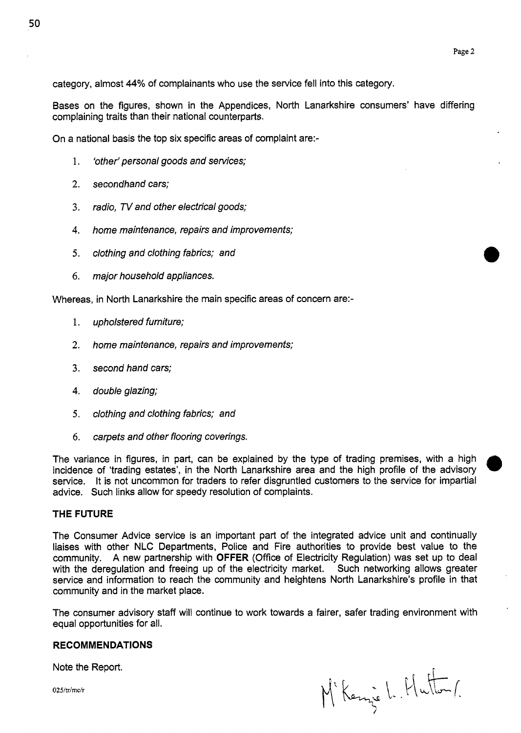category, almost 44% of complainants who use the service fell into this category.

Bases on the figures, shown in the Appendices, North Lanarkshire consumers' have differing complaining traits than their national counterparts.

On a national basis the top six specific areas of complaint are:-

1. *'other' personal goods and services;*
2. *secondhand cars;*
3. *radio, TV and other electrical goods;*
4. *home maintenance, repairs and improvements;*
5. *clothing and clothing fabrics; and*
6. *major household appliances.*

Whereas, in North Lanarkshire the main specific areas of concern are:-

1. *upholstered furniture;*
2. *home maintenance, repairs and improvements;*
3. *second hand cars;*
4. *double glazing;*
5. *clothing and clothing fabrics; and*
6. *carpets and other flooring coverings.*

The variance in figures, in part, can be explained by the type of trading premises, with a high incidence of 'trading estates', in the North Lanarkshire area and the high profile of the advisory service. It is not uncommon for traders to refer disgruntled customers to the service for impartial advice. Such links allow for speedy resolution of complaints.

**THE FUTURE**

The Consumer Advice service is an important part of the integrated advice unit and continually liaises with other NLC Departments, Police and Fire authorities to provide best value to the community. A new partnership with **OFFER** (Office of Electricity Regulation) was set up to deal with the deregulation and freeing up of the electricity market. Such networking allows greater service and information to reach the community and heightens North Lanarkshire's profile in that community and in the market place.

The consumer advisory staff will continue to work towards a fairer, safer trading environment with equal opportunities for all.

**RECOMMENDATIONS**

Note the Report.

025/tr/mc/r

McKenzie L. Hutton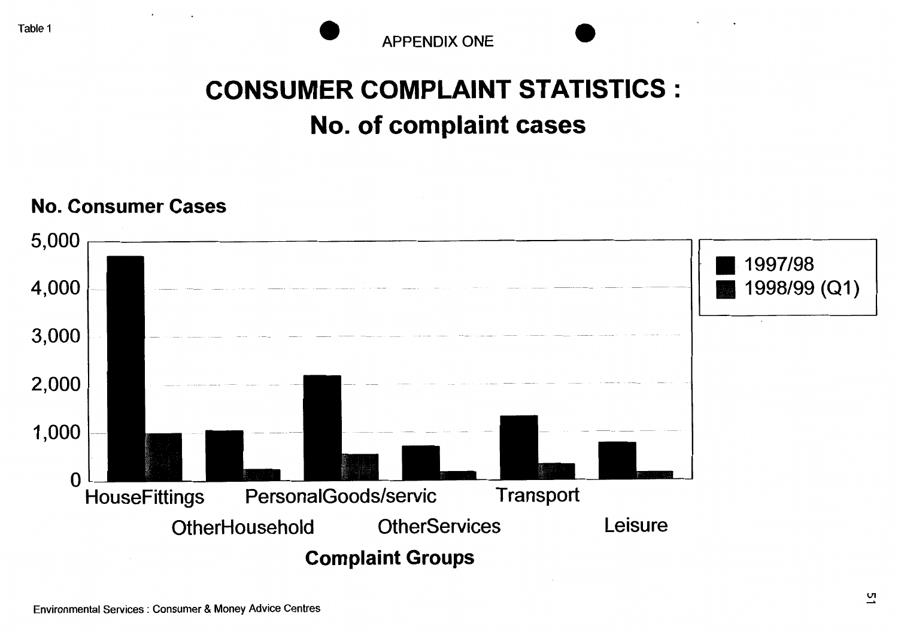Table 1

APPENDIX ONE

# CONSUMER COMPLAINT STATISTICS :
## No. of complaint cases

**No. Consumer Cases**

5,000
4,000
3,000
2,000
1,000
0

■ 1997/98
■ 1998/99 (Q1)

HouseFittings
OtherHousehold
PersonalGoods/servic
OtherServices
Transport
Leisure

**Complaint Groups**

Environmental Services : Consumer & Money Advice Centres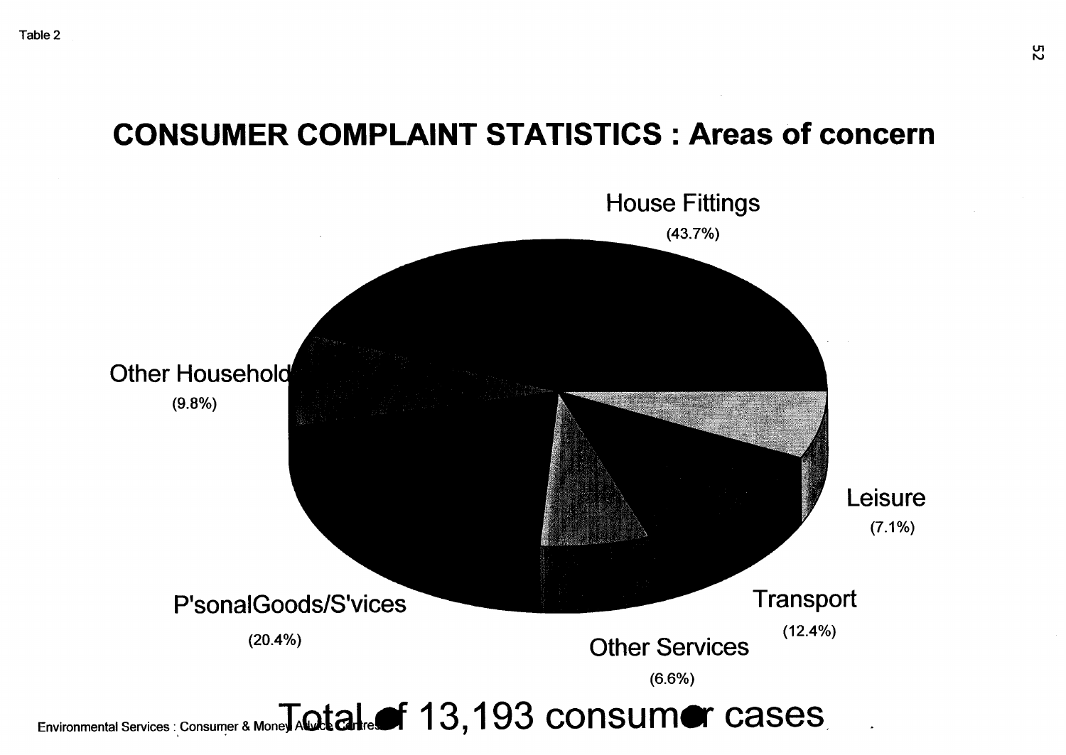Table 2

# CONSUMER COMPLAINT STATISTICS : Areas of concern

House Fittings (43.7%)

Other Household (9.8%)

Leisure (7.1%)

Transport (12.4%)

Other Services (6.6%)

P'sonalGoods/S'vices (20.4%)

Total of 13,193 consumer cases

Environmental Services : Consumer & Money Advice Centres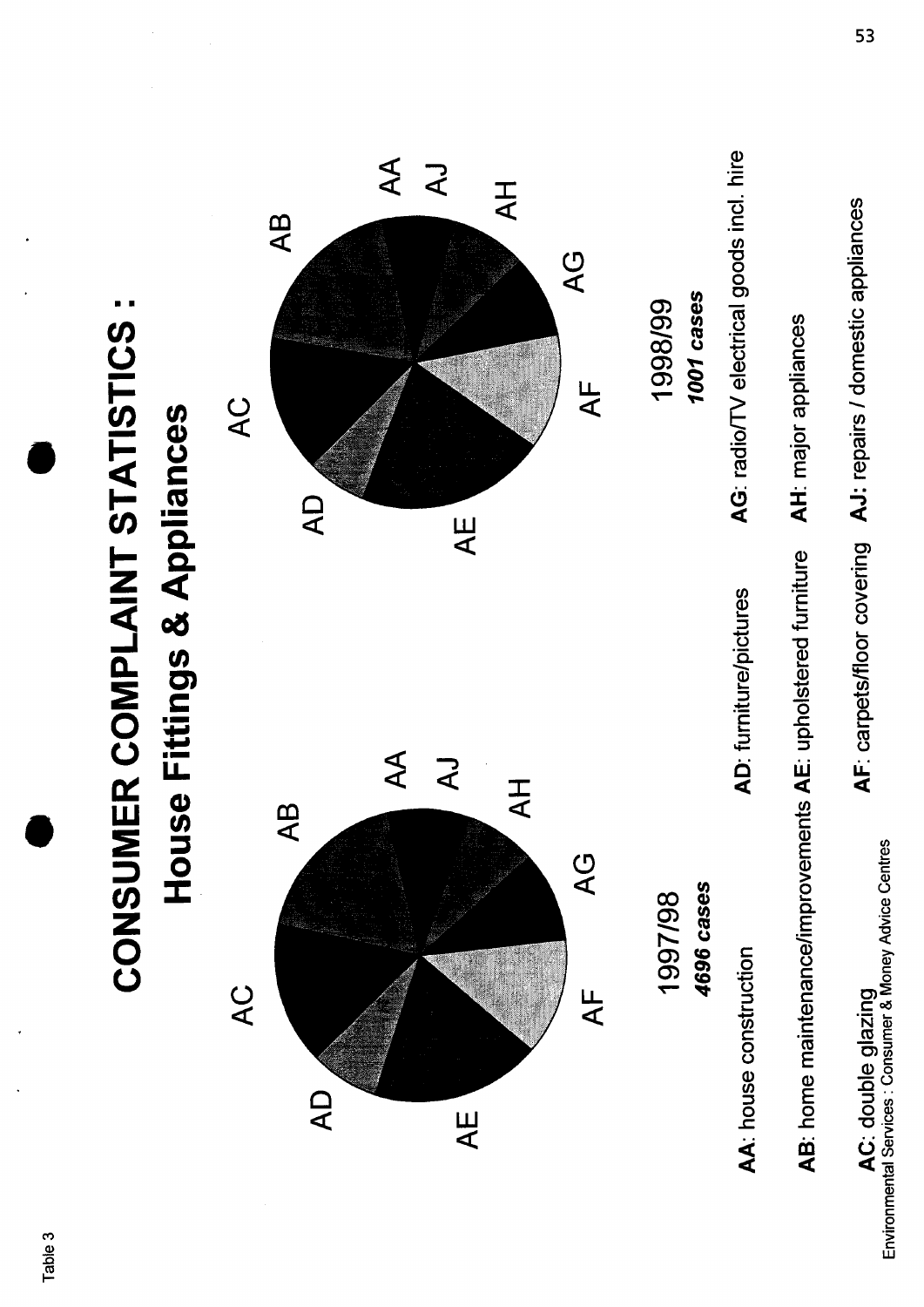Table 3

# CONSUMER COMPLAINT STATISTICS :

## House Fittings & Appliances

AC AB AA AJ AH AG AF AE AD

1997/98

***4696 cases***

AC AB AA AJ AH AG AF AE AD

1998/99

***1001 cases***

**AA**: house construction

**AB**: home maintenance/improvements

**AC**: double glazing

**AD**: furniture/pictures

**AE**: upholstered furniture

**AF**: carpets/floor covering

**AG**: radio/TV electrical goods incl. hire

**AH**: major appliances

**AJ**: repairs / domestic appliances

Environmental Services : Consumer & Money Advice Centres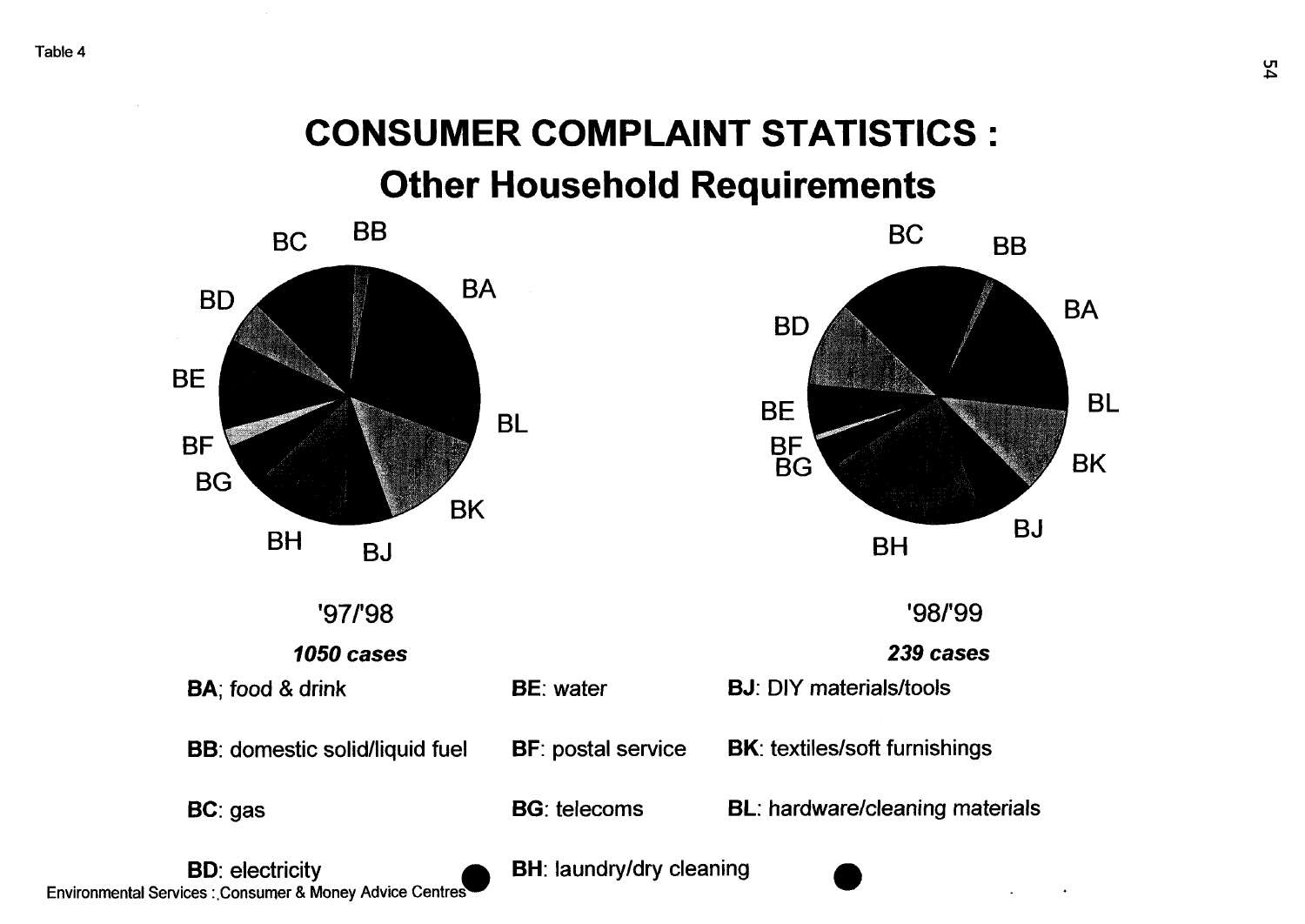Table 4

# CONSUMER COMPLAINT STATISTICS : Other Household Requirements

'97/'98

***1050 cases***

'98/'99

***239 cases***

**BA**; food & drink

**BB**: domestic solid/liquid fuel

**BC**: gas

**BD**: electricity

**BE**: water

**BF**: postal service

**BG**: telecoms

**BH**: laundry/dry cleaning

**BJ**: DIY materials/tools

**BK**: textiles/soft furnishings

**BL**: hardware/cleaning materials

Environmental Services : Consumer & Money Advice Centres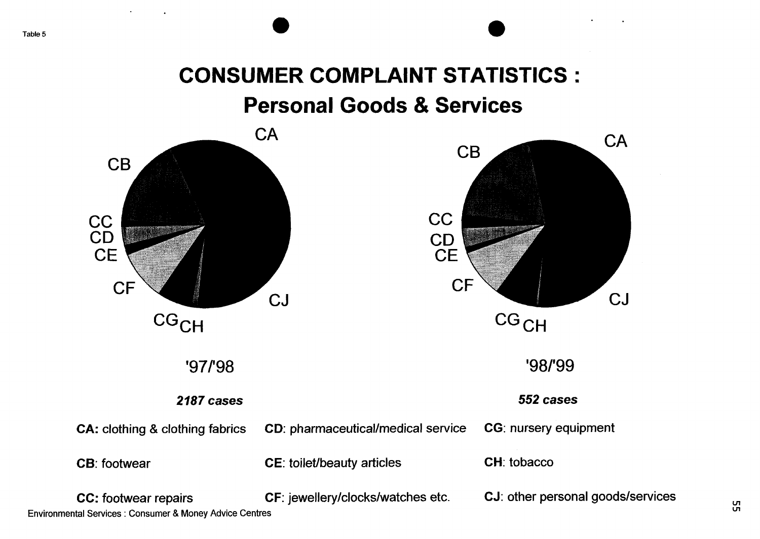Table 5

# CONSUMER COMPLAINT STATISTICS :

## Personal Goods & Services

CA

CB

CC

CD

CE

CF

CG CH

CJ

'97/'98

***2187 cases***

CA

CB

CC

CD

CE

CF

CG CH

CJ

'98/'99

***552 cases***

**CA:** clothing & clothing fabrics

**CB**: footwear

**CC:** footwear repairs

**CD**: pharmaceutical/medical service

**CE**: toilet/beauty articles

**CF**: jewellery/clocks/watches etc.

**CG**: nursery equipment

**CH**: tobacco

**CJ**: other personal goods/services

Environmental Services : Consumer & Money Advice Centres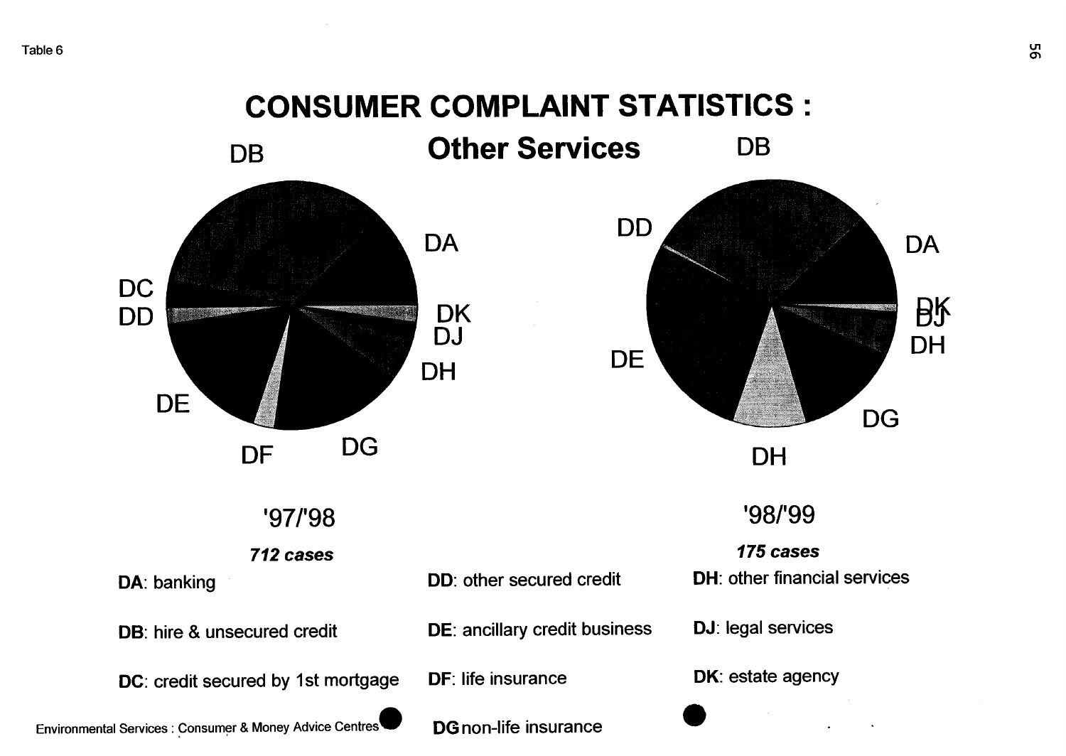Table 6

# CONSUMER COMPLAINT STATISTICS :

## Other Services

DB, DA, DC, DD, DK, DJ, DH, DE, DF, DG

'97/'98

***712 cases***

DB, DD, DA, DK, DJ, DH, DE, DG, DH

'98/'99

***175 cases***

**DA**: banking

**DB**: hire & unsecured credit

**DC**: credit secured by 1st mortgage

**DD**: other secured credit

**DE**: ancillary credit business

**DF**: life insurance

**DG** non-life insurance

**DH**: other financial services

**DJ**: legal services

**DK**: estate agency

Environmental Services : Consumer & Money Advice Centres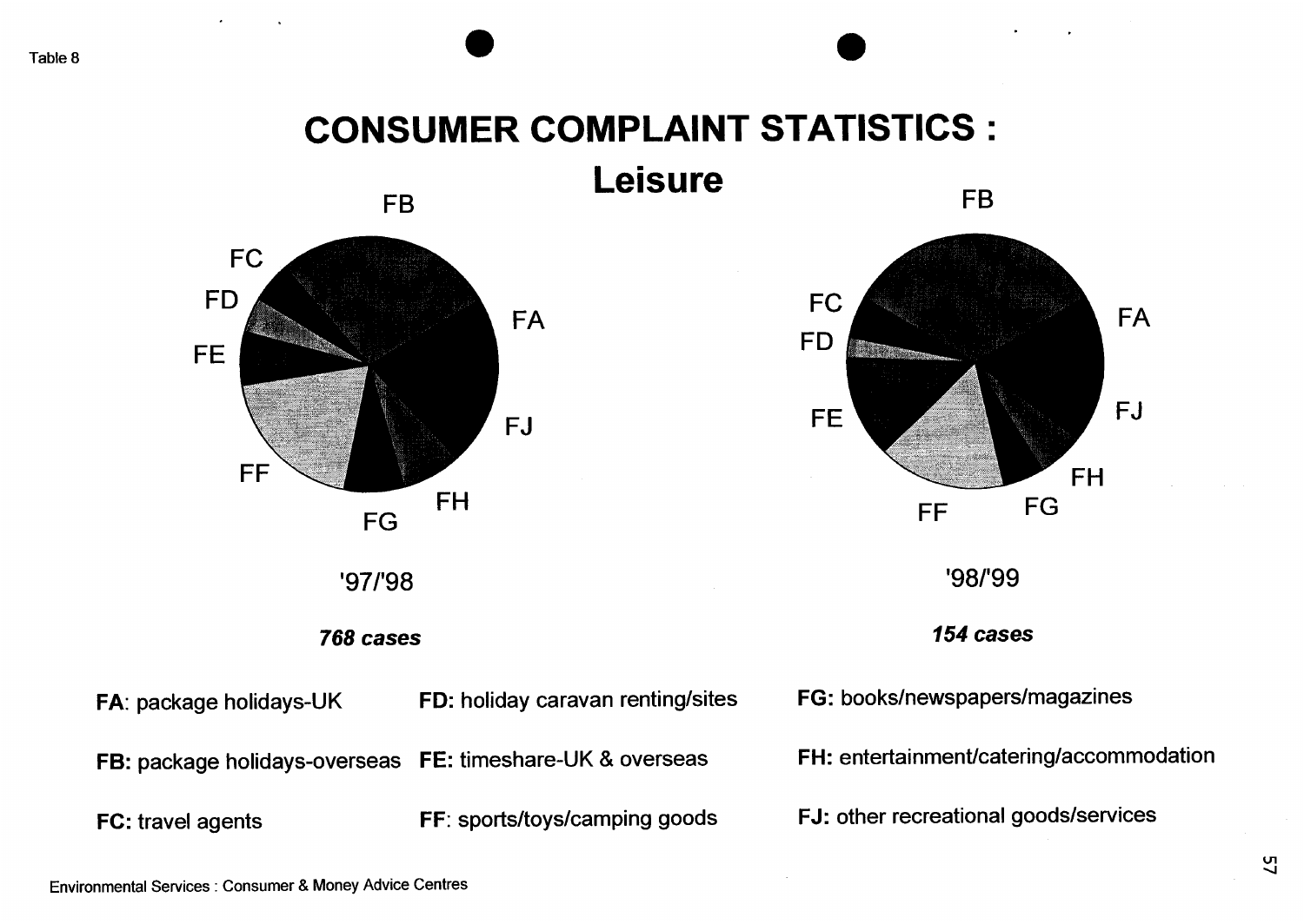Table 8

# CONSUMER COMPLAINT STATISTICS : 
## Leisure

'97/'98

***768 cases***

'98/'99

***154 cases***

**FA**: package holidays-UK

**FB:** package holidays-overseas

**FC:** travel agents

**FD:** holiday caravan renting/sites

**FE:** timeshare-UK & overseas

**FF**: sports/toys/camping goods

**FG:** books/newspapers/magazines

**FH:** entertainment/catering/accommodation

**FJ:** other recreational goods/services

Environmental Services : Consumer & Money Advice Centres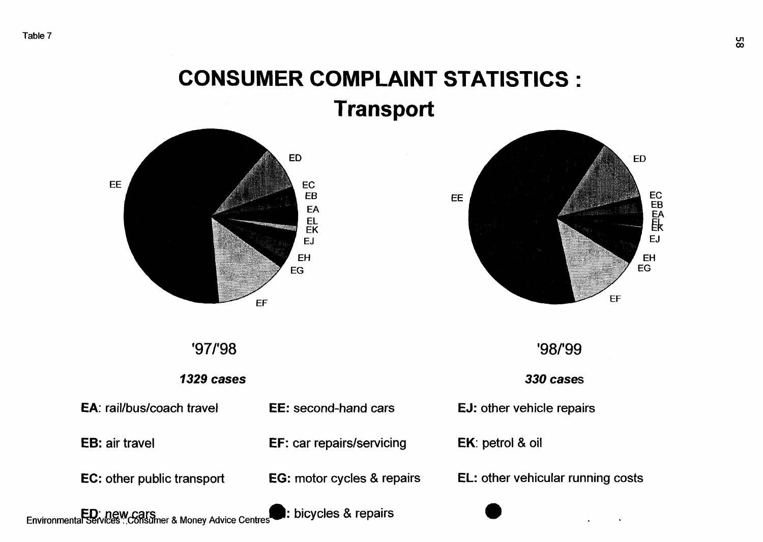Table 7

# CONSUMER COMPLAINT STATISTICS :

## Transport

EE
ED
EC
EB
EA
EL
EK
EJ
EH
EG
EF

'97/'98

***1329 cases***

EE
ED
EC
EB
EA
EL
EK
EJ
EH
EG
EF

'98/'99

***330 cases***

**EA**: rail/bus/coach travel

**EB:** air travel

**EC:** other public transport

**ED**: new cars

**EE:** second-hand cars

**EF**: car repairs/servicing

**EG:** motor cycles & repairs

**EH**: bicycles & repairs

**EJ:** other vehicle repairs

**EK**: petrol & oil

**EL:** other vehicular running costs

Environmental Services : Consumer & Money Advice Centres